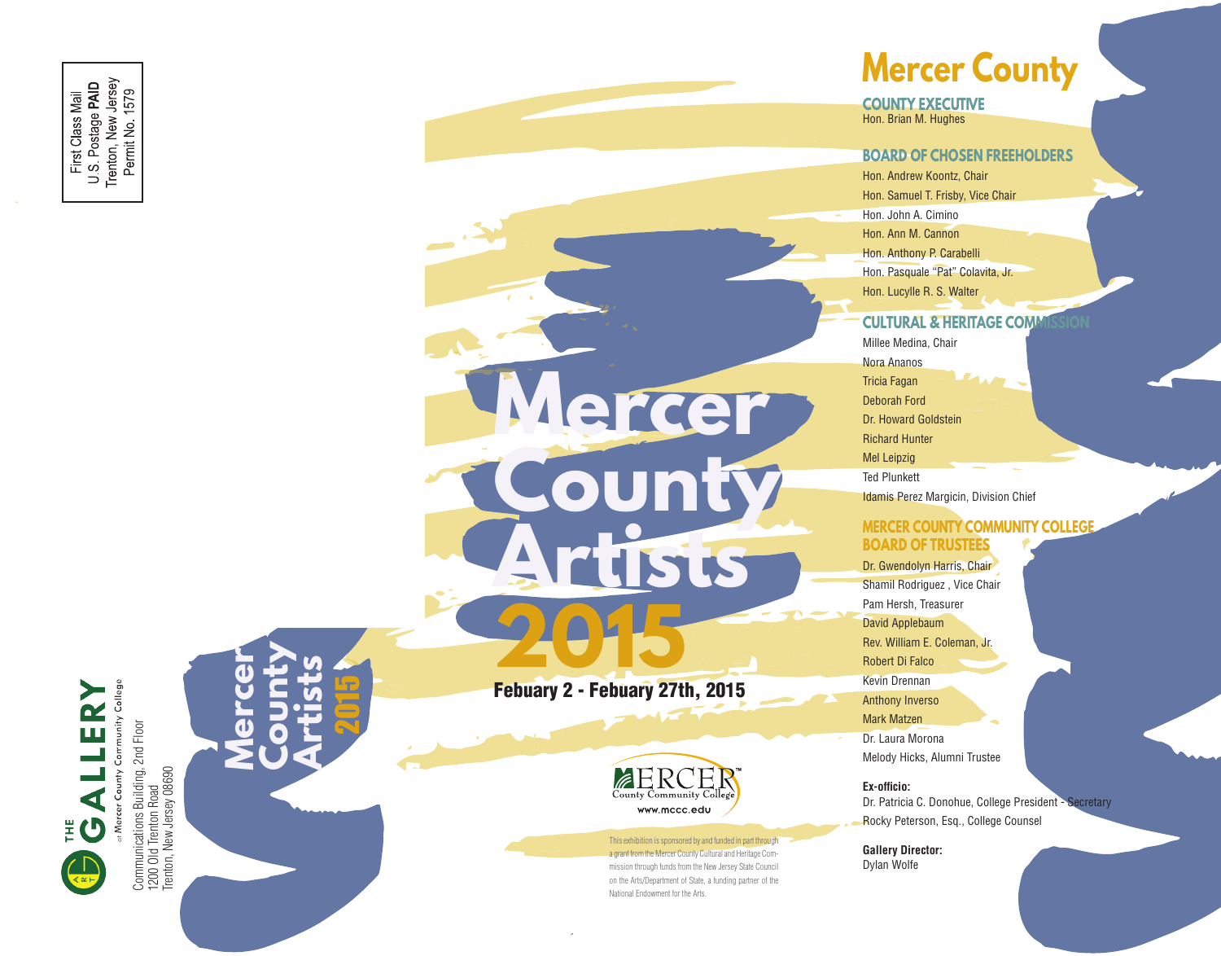First Class Mail
U.S. Postage **PAID**
Trenton, New Jersey
Permit No. 1579

**THE GALLERY** at Mercer County Community College

Communications Building, 2nd Floor
1200 Old Trenton Road
Trenton, New Jersey 08690

Mercer County Artists 2015

# Mercer County Artists 2015

**Febuary 2 - Febuary 27th, 2015**

MERCER County Community College
www.mccc.edu

This exhibition is sponsored by and funded in part through a grant from the Mercer County Cultural and Heritage Commission through funds from the New Jersey State Council on the Arts/Department of State, a funding partner of the National Endowment for the Arts.

# Mercer County

## COUNTY EXECUTIVE

Hon. Brian M. Hughes

## BOARD OF CHOSEN FREEHOLDERS

Hon. Andrew Koontz, Chair
Hon. Samuel T. Frisby, Vice Chair
Hon. John A. Cimino
Hon. Ann M. Cannon
Hon. Anthony P. Carabelli
Hon. Pasquale "Pat" Colavita, Jr.
Hon. Lucylle R. S. Walter

## CULTURAL & HERITAGE COMMISSION

Millee Medina, Chair
Nora Ananos
Tricia Fagan
Deborah Ford
Dr. Howard Goldstein
Richard Hunter
Mel Leipzig
Ted Plunkett
Idamis Perez Margicin, Division Chief

## MERCER COUNTY COMMUNITY COLLEGE BOARD OF TRUSTEES

Dr. Gwendolyn Harris, Chair
Shamil Rodriguez , Vice Chair
Pam Hersh, Treasurer
David Applebaum
Rev. William E. Coleman, Jr.
Robert Di Falco
Kevin Drennan
Anthony Inverso
Mark Matzen
Dr. Laura Morona
Melody Hicks, Alumni Trustee

**Ex-officio:**
Dr. Patricia C. Donohue, College President - Secretary
Rocky Peterson, Esq., College Counsel

**Gallery Director:**
Dylan Wolfe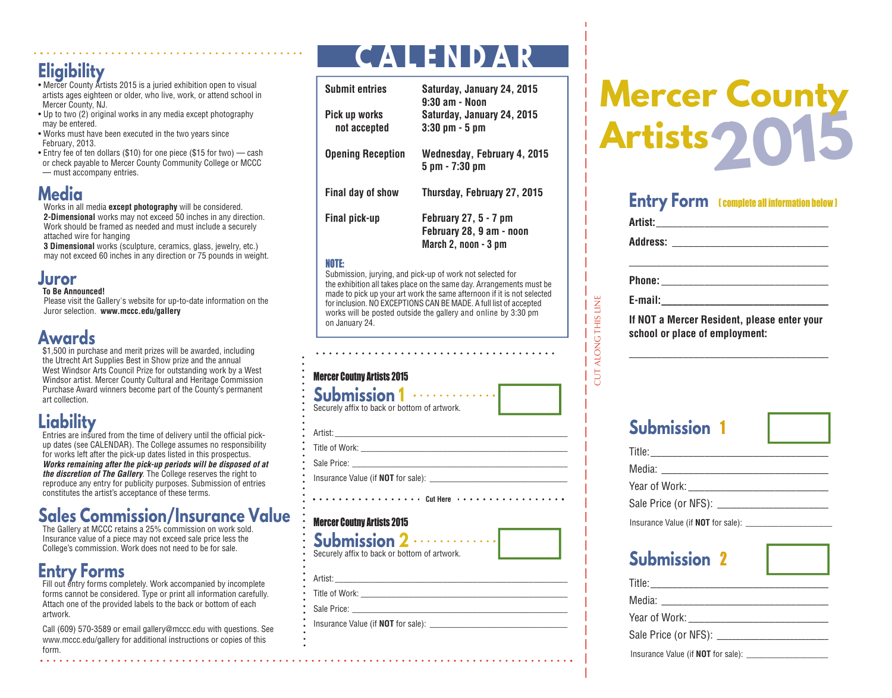## Eligibility

- Mercer County Artists 2015 is a juried exhibition open to visual artists ages eighteen or older, who live, work, or attend school in Mercer County, NJ.
- Up to two (2) original works in any media except photography may be entered.
- Works must have been executed in the two years since February, 2013.
- Entry fee of ten dollars ($10) for one piece ($15 for two) — cash or check payable to Mercer County Community College or MCCC — must accompany entries.

## Media

Works in all media **except photography** will be considered.

**2-Dimensional** works may not exceed 50 inches in any direction. Work should be framed as needed and must include a securely attached wire for hanging

**3 Dimensional** works (sculpture, ceramics, glass, jewelry, etc.) may not exceed 60 inches in any direction or 75 pounds in weight.

## Juror

**To Be Announced!**

Please visit the Gallery's website for up-to-date information on the Juror selection. **www.mccc.edu/gallery**

## Awards

$1,500 in purchase and merit prizes will be awarded, including the Utrecht Art Supplies Best in Show prize and the annual West Windsor Arts Council Prize for outstanding work by a West Windsor artist. Mercer County Cultural and Heritage Commission Purchase Award winners become part of the County's permanent art collection.

## Liability

Entries are insured from the time of delivery until the official pick-up dates (see CALENDAR). The College assumes no responsibility for works left after the pick-up dates listed in this prospectus. ***Works remaining after the pick-up periods will be disposed of at the discretion of The Gallery***. The College reserves the right to reproduce any entry for publicity purposes. Submission of entries constitutes the artist's acceptance of these terms.

## Sales Commission/Insurance Value

The Gallery at MCCC retains a 25% commission on work sold. Insurance value of a piece may not exceed sale price less the College's commission. Work does not need to be for sale.

## Entry Forms

Fill out entry forms completely. Work accompanied by incomplete forms cannot be considered. Type or print all information carefully. Attach one of the provided labels to the back or bottom of each artwork.

Call (609) 570-3589 or email gallery@mccc.edu with questions. See www.mccc.edu/gallery for additional instructions or copies of this form.

# CALENDAR

| | |
|---|---|
| Submit entries | Saturday, January 24, 2015<br>9:30 am - Noon |
| Pick up works not accepted | Saturday, January 24, 2015<br>3:30 pm - 5 pm |
| Opening Reception | Wednesday, February 4, 2015<br>5 pm - 7:30 pm |
| Final day of show | Thursday, February 27, 2015 |
| Final pick-up | February 27, 5 - 7 pm<br>February 28, 9 am - noon<br>March 2, noon - 3 pm |

**NOTE:**

Submission, jurying, and pick-up of work not selected for the exhibition all takes place on the same day. Arrangements must be made to pick up your art work the same afternoon if it is not selected for inclusion. NO EXCEPTIONS CAN BE MADE. A full list of accepted works will be posted outside the gallery and online by 3:30 pm on January 24.

**Mercer Coutny Artists 2015**

## Submission 1

Securely affix to back or bottom of artwork.

Artist: ______________________________

Title of Work: ______________________________

Sale Price: ______________________________

Insurance Value (if **NOT** for sale): ______________________________

**Cut Here**

**Mercer Coutny Artists 2015**

## Submission 2

Securely affix to back or bottom of artwork.

Artist: ______________________________

Title of Work: ______________________________

Sale Price: ______________________________

Insurance Value (if **NOT** for sale): ______________________________

CUT ALONG THIS LINE

# Mercer County Artists 2015

## Entry Form (complete all information below)

**Artist:** ______________________________

**Address:** ______________________________

______________________________

**Phone:** ______________________________

**E-mail:** ______________________________

**If NOT a Mercer Resident, please enter your school or place of employment:**

______________________________

## Submission 1

Title: ______________________________

Media: ______________________________

Year of Work: ______________________________

Sale Price (or NFS): ______________________________

Insurance Value (if **NOT** for sale): ______________________________

## Submission 2

Title: ______________________________

Media: ______________________________

Year of Work: ______________________________

Sale Price (or NFS): ______________________________

Insurance Value (if **NOT** for sale): ______________________________